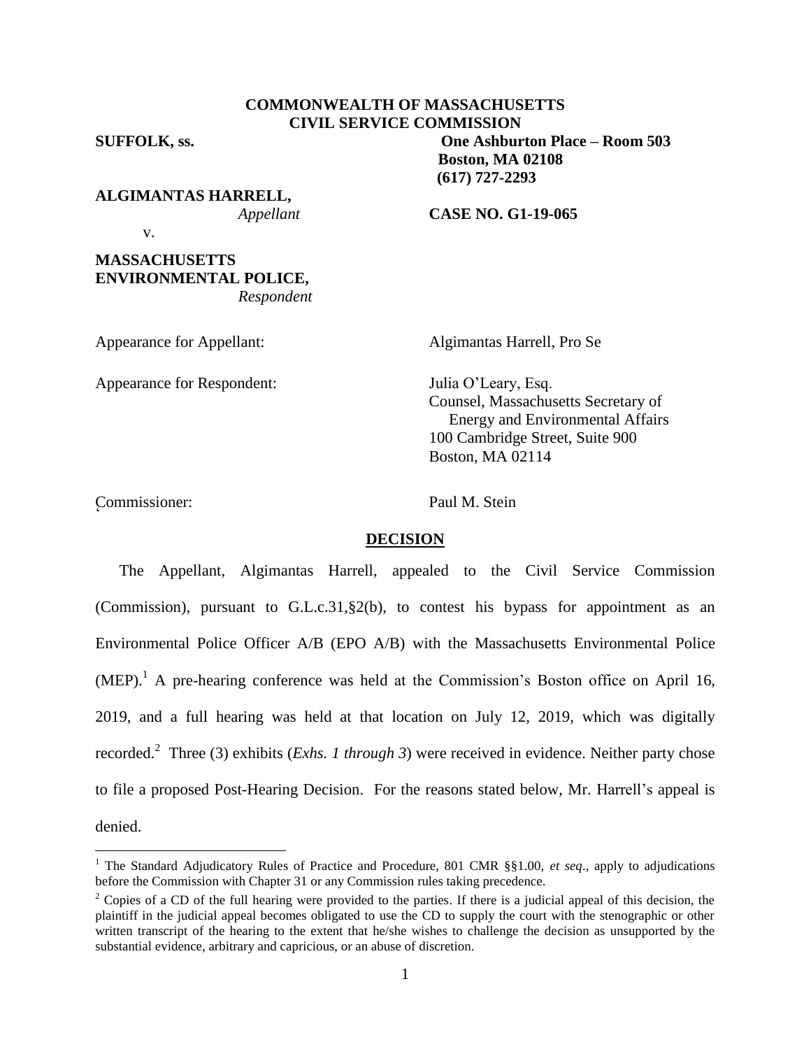**COMMONWEALTH OF MASSACHUSETTS**
**CIVIL SERVICE COMMISSION**

**SUFFOLK, ss.** **One Ashburton Place – Room 503**
**Boston, MA 02108**
**(617) 727-2293**

**ALGIMANTAS HARRELL,**
*Appellant*

v. **CASE NO. G1-19-065**

**MASSACHUSETTS ENVIRONMENTAL POLICE,**
*Respondent*

Appearance for Appellant: Algimantas Harrell, Pro Se

Appearance for Respondent: Julia O'Leary, Esq.
Counsel, Massachusetts Secretary of Energy and Environmental Affairs
100 Cambridge Street, Suite 900
Boston, MA 02114

Commissioner: Paul M. Stein

**DECISION**

The Appellant, Algimantas Harrell, appealed to the Civil Service Commission (Commission), pursuant to G.L.c.31,§2(b), to contest his bypass for appointment as an Environmental Police Officer A/B (EPO A/B) with the Massachusetts Environmental Police (MEP).[1] A pre-hearing conference was held at the Commission's Boston office on April 16, 2019, and a full hearing was held at that location on July 12, 2019, which was digitally recorded.[2] Three (3) exhibits (*Exhs. 1 through 3*) were received in evidence. Neither party chose to file a proposed Post-Hearing Decision. For the reasons stated below, Mr. Harrell's appeal is denied.

---

[1] The Standard Adjudicatory Rules of Practice and Procedure, 801 CMR §§1.00, *et seq*., apply to adjudications before the Commission with Chapter 31 or any Commission rules taking precedence.

[2] Copies of a CD of the full hearing were provided to the parties. If there is a judicial appeal of this decision, the plaintiff in the judicial appeal becomes obligated to use the CD to supply the court with the stenographic or other written transcript of the hearing to the extent that he/she wishes to challenge the decision as unsupported by the substantial evidence, arbitrary and capricious, or an abuse of discretion.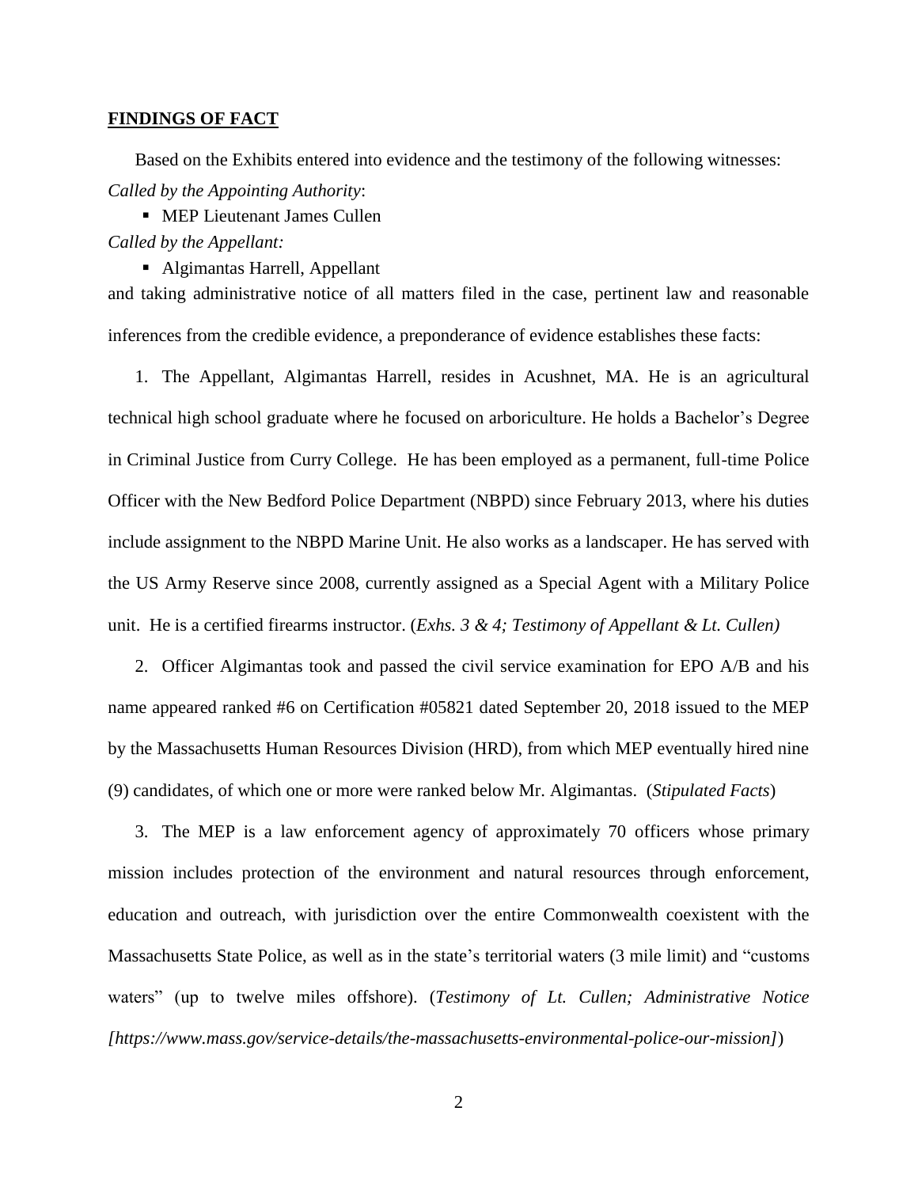## **FINDINGS OF FACT**

Based on the Exhibits entered into evidence and the testimony of the following witnesses:

*Called by the Appointing Authority*:

- MEP Lieutenant James Cullen

*Called by the Appellant:*

- Algimantas Harrell, Appellant

and taking administrative notice of all matters filed in the case, pertinent law and reasonable inferences from the credible evidence, a preponderance of evidence establishes these facts:

1. The Appellant, Algimantas Harrell, resides in Acushnet, MA. He is an agricultural technical high school graduate where he focused on arboriculture. He holds a Bachelor's Degree in Criminal Justice from Curry College. He has been employed as a permanent, full-time Police Officer with the New Bedford Police Department (NBPD) since February 2013, where his duties include assignment to the NBPD Marine Unit. He also works as a landscaper. He has served with the US Army Reserve since 2008, currently assigned as a Special Agent with a Military Police unit. He is a certified firearms instructor. (*Exhs. 3 & 4; Testimony of Appellant & Lt. Cullen)*

2. Officer Algimantas took and passed the civil service examination for EPO A/B and his name appeared ranked #6 on Certification #05821 dated September 20, 2018 issued to the MEP by the Massachusetts Human Resources Division (HRD), from which MEP eventually hired nine (9) candidates, of which one or more were ranked below Mr. Algimantas. (*Stipulated Facts*)

3. The MEP is a law enforcement agency of approximately 70 officers whose primary mission includes protection of the environment and natural resources through enforcement, education and outreach, with jurisdiction over the entire Commonwealth coexistent with the Massachusetts State Police, as well as in the state's territorial waters (3 mile limit) and "customs waters" (up to twelve miles offshore). (*Testimony of Lt. Cullen; Administrative Notice [https://www.mass.gov/service-details/the-massachusetts-environmental-police-our-mission]*)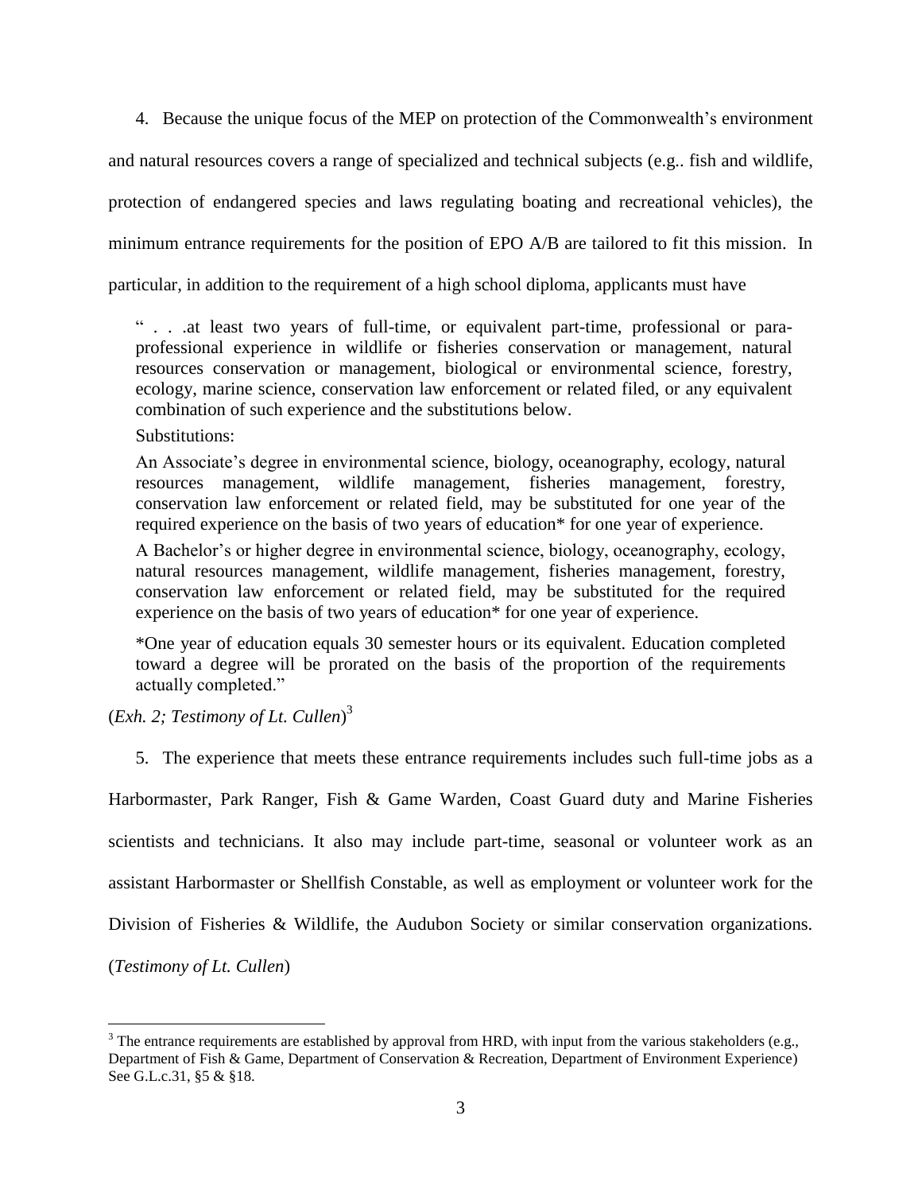4. Because the unique focus of the MEP on protection of the Commonwealth's environment and natural resources covers a range of specialized and technical subjects (e.g.. fish and wildlife, protection of endangered species and laws regulating boating and recreational vehicles), the minimum entrance requirements for the position of EPO A/B are tailored to fit this mission. In particular, in addition to the requirement of a high school diploma, applicants must have

> " . . .at least two years of full-time, or equivalent part-time, professional or para-professional experience in wildlife or fisheries conservation or management, natural resources conservation or management, biological or environmental science, forestry, ecology, marine science, conservation law enforcement or related filed, or any equivalent combination of such experience and the substitutions below.
>
> Substitutions:
>
> An Associate's degree in environmental science, biology, oceanography, ecology, natural resources management, wildlife management, fisheries management, forestry, conservation law enforcement or related field, may be substituted for one year of the required experience on the basis of two years of education* for one year of experience.
>
> A Bachelor's or higher degree in environmental science, biology, oceanography, ecology, natural resources management, wildlife management, fisheries management, forestry, conservation law enforcement or related field, may be substituted for the required experience on the basis of two years of education* for one year of experience.
>
> *One year of education equals 30 semester hours or its equivalent. Education completed toward a degree will be prorated on the basis of the proportion of the requirements actually completed."

(*Exh. 2; Testimony of Lt. Cullen*)[3]

5. The experience that meets these entrance requirements includes such full-time jobs as a Harbormaster, Park Ranger, Fish & Game Warden, Coast Guard duty and Marine Fisheries scientists and technicians. It also may include part-time, seasonal or volunteer work as an assistant Harbormaster or Shellfish Constable, as well as employment or volunteer work for the Division of Fisheries & Wildlife, the Audubon Society or similar conservation organizations. (*Testimony of Lt. Cullen*)

---

[3] The entrance requirements are established by approval from HRD, with input from the various stakeholders (e.g., Department of Fish & Game, Department of Conservation & Recreation, Department of Environment Experience) See G.L.c.31, §5 & §18.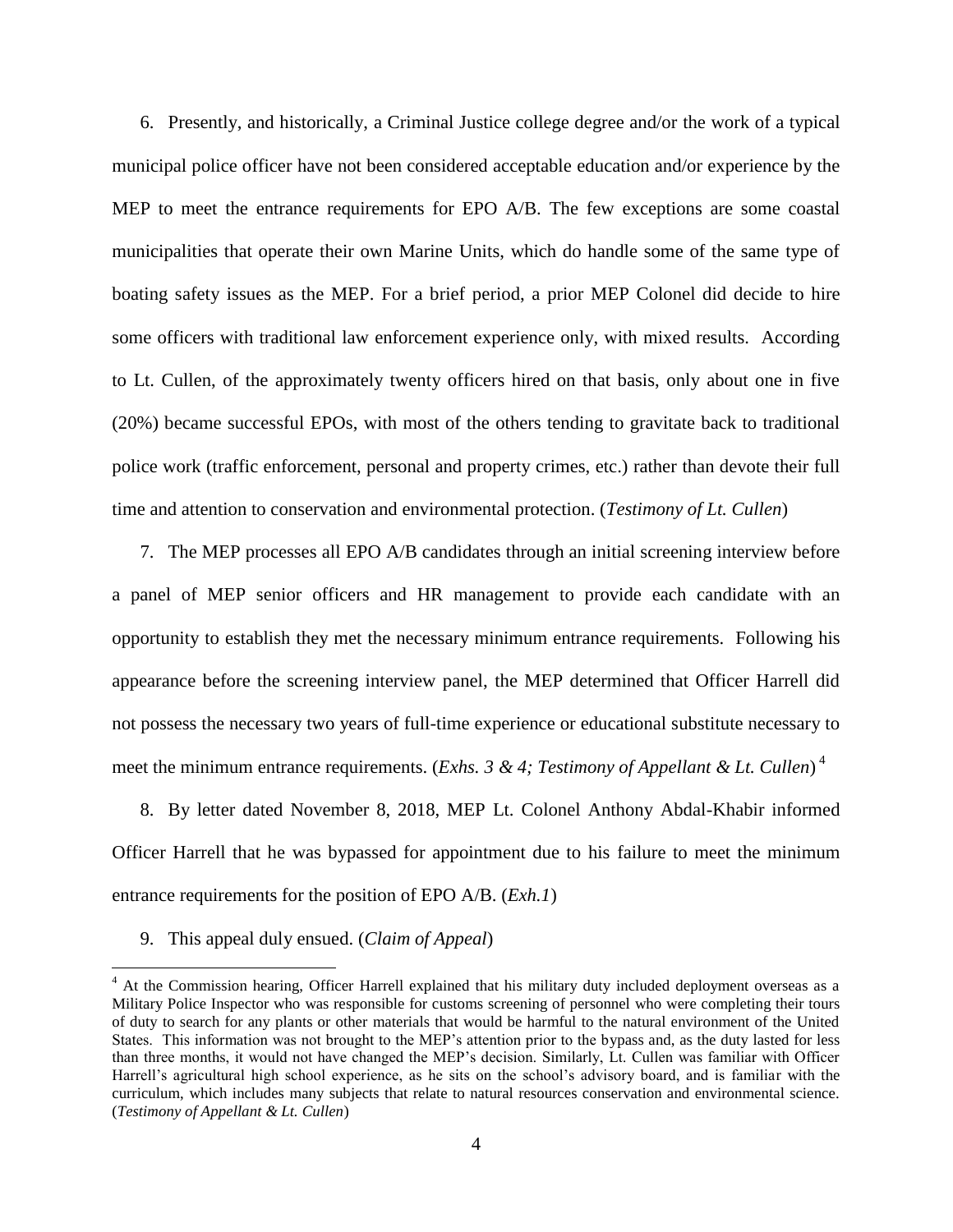6. Presently, and historically, a Criminal Justice college degree and/or the work of a typical municipal police officer have not been considered acceptable education and/or experience by the MEP to meet the entrance requirements for EPO A/B. The few exceptions are some coastal municipalities that operate their own Marine Units, which do handle some of the same type of boating safety issues as the MEP. For a brief period, a prior MEP Colonel did decide to hire some officers with traditional law enforcement experience only, with mixed results. According to Lt. Cullen, of the approximately twenty officers hired on that basis, only about one in five (20%) became successful EPOs, with most of the others tending to gravitate back to traditional police work (traffic enforcement, personal and property crimes, etc.) rather than devote their full time and attention to conservation and environmental protection. (*Testimony of Lt. Cullen*)

7. The MEP processes all EPO A/B candidates through an initial screening interview before a panel of MEP senior officers and HR management to provide each candidate with an opportunity to establish they met the necessary minimum entrance requirements. Following his appearance before the screening interview panel, the MEP determined that Officer Harrell did not possess the necessary two years of full-time experience or educational substitute necessary to meet the minimum entrance requirements. (*Exhs. 3 & 4; Testimony of Appellant & Lt. Cullen*) [4]

8. By letter dated November 8, 2018, MEP Lt. Colonel Anthony Abdal-Khabir informed Officer Harrell that he was bypassed for appointment due to his failure to meet the minimum entrance requirements for the position of EPO A/B. (*Exh.1*)

9. This appeal duly ensued. (*Claim of Appeal*)

---

[4] At the Commission hearing, Officer Harrell explained that his military duty included deployment overseas as a Military Police Inspector who was responsible for customs screening of personnel who were completing their tours of duty to search for any plants or other materials that would be harmful to the natural environment of the United States. This information was not brought to the MEP's attention prior to the bypass and, as the duty lasted for less than three months, it would not have changed the MEP's decision. Similarly, Lt. Cullen was familiar with Officer Harrell's agricultural high school experience, as he sits on the school's advisory board, and is familiar with the curriculum, which includes many subjects that relate to natural resources conservation and environmental science. (*Testimony of Appellant & Lt. Cullen*)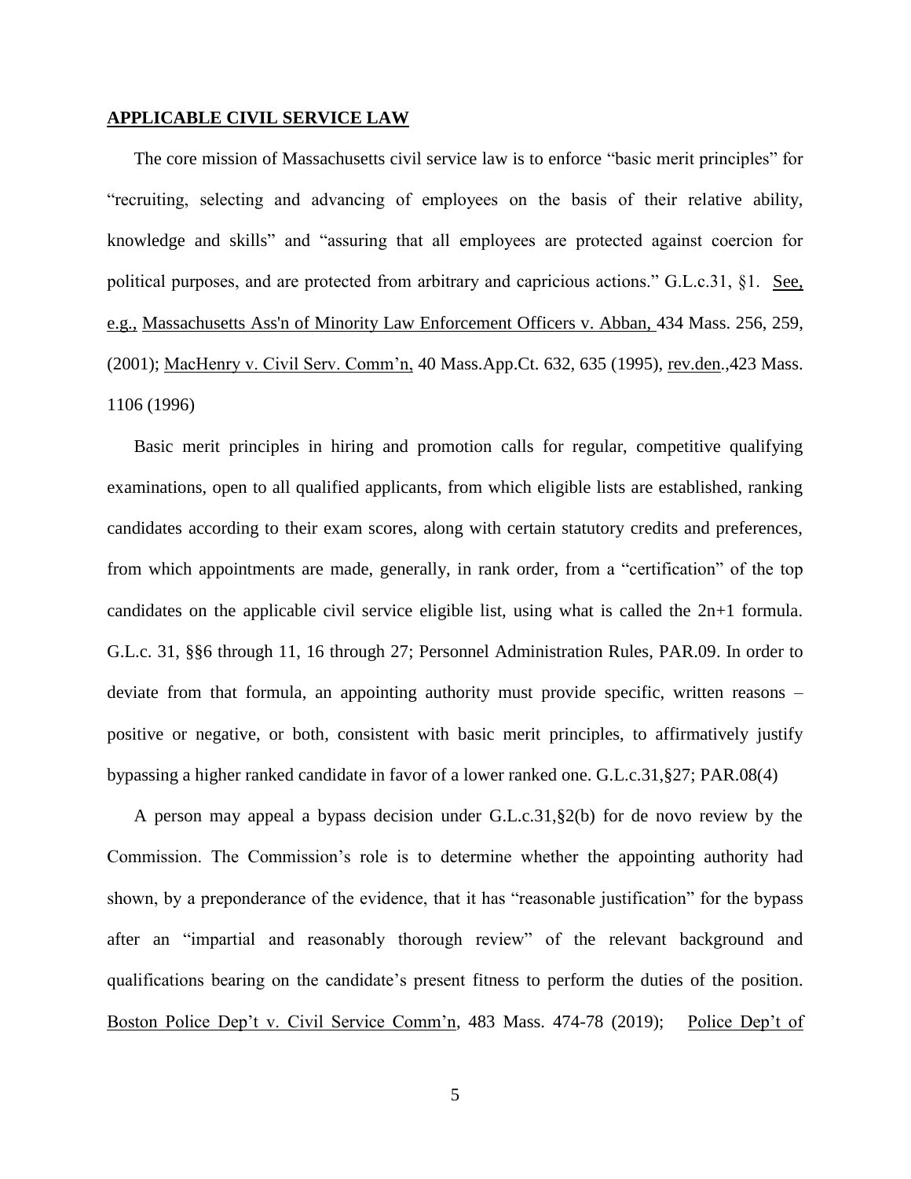## APPLICABLE CIVIL SERVICE LAW

The core mission of Massachusetts civil service law is to enforce "basic merit principles" for "recruiting, selecting and advancing of employees on the basis of their relative ability, knowledge and skills" and "assuring that all employees are protected against coercion for political purposes, and are protected from arbitrary and capricious actions." G.L.c.31, §1. See, e.g., Massachusetts Ass'n of Minority Law Enforcement Officers v. Abban, 434 Mass. 256, 259, (2001); MacHenry v. Civil Serv. Comm'n, 40 Mass.App.Ct. 632, 635 (1995), rev.den.,423 Mass. 1106 (1996)

Basic merit principles in hiring and promotion calls for regular, competitive qualifying examinations, open to all qualified applicants, from which eligible lists are established, ranking candidates according to their exam scores, along with certain statutory credits and preferences, from which appointments are made, generally, in rank order, from a "certification" of the top candidates on the applicable civil service eligible list, using what is called the 2n+1 formula. G.L.c. 31, §§6 through 11, 16 through 27; Personnel Administration Rules, PAR.09. In order to deviate from that formula, an appointing authority must provide specific, written reasons – positive or negative, or both, consistent with basic merit principles, to affirmatively justify bypassing a higher ranked candidate in favor of a lower ranked one. G.L.c.31,§27; PAR.08(4)

A person may appeal a bypass decision under G.L.c.31,§2(b) for de novo review by the Commission. The Commission's role is to determine whether the appointing authority had shown, by a preponderance of the evidence, that it has "reasonable justification" for the bypass after an "impartial and reasonably thorough review" of the relevant background and qualifications bearing on the candidate's present fitness to perform the duties of the position. Boston Police Dep't v. Civil Service Comm'n, 483 Mass. 474-78 (2019); Police Dep't of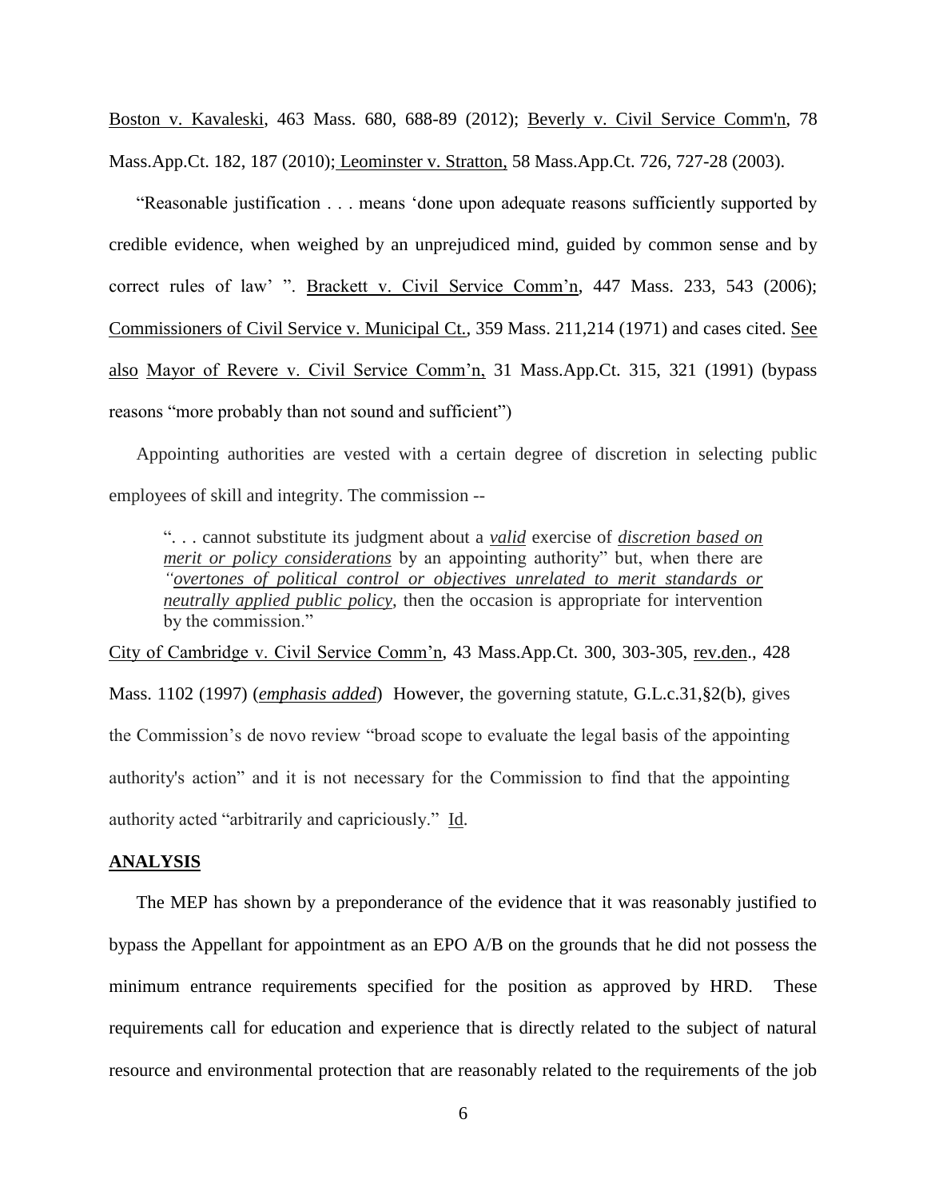Boston v. Kavaleski, 463 Mass. 680, 688-89 (2012); Beverly v. Civil Service Comm'n, 78 Mass.App.Ct. 182, 187 (2010); Leominster v. Stratton, 58 Mass.App.Ct. 726, 727-28 (2003).

"Reasonable justification . . . means 'done upon adequate reasons sufficiently supported by credible evidence, when weighed by an unprejudiced mind, guided by common sense and by correct rules of law' ". Brackett v. Civil Service Comm'n, 447 Mass. 233, 543 (2006); Commissioners of Civil Service v. Municipal Ct., 359 Mass. 211,214 (1971) and cases cited. See also Mayor of Revere v. Civil Service Comm'n, 31 Mass.App.Ct. 315, 321 (1991) (bypass reasons "more probably than not sound and sufficient")

Appointing authorities are vested with a certain degree of discretion in selecting public employees of skill and integrity. The commission --

> ". . . cannot substitute its judgment about a ***valid*** exercise of ***discretion based on merit or policy considerations*** by an appointing authority" but, when there are *"**overtones of political control or objectives unrelated to merit standards or neutrally applied public policy**,* then the occasion is appropriate for intervention by the commission."

City of Cambridge v. Civil Service Comm'n, 43 Mass.App.Ct. 300, 303-305, rev.den., 428 Mass. 1102 (1997) (***emphasis added***) However, the governing statute, G.L.c.31,§2(b), gives the Commission's de novo review "broad scope to evaluate the legal basis of the appointing authority's action" and it is not necessary for the Commission to find that the appointing authority acted "arbitrarily and capriciously." Id.

## ANALYSIS

The MEP has shown by a preponderance of the evidence that it was reasonably justified to bypass the Appellant for appointment as an EPO A/B on the grounds that he did not possess the minimum entrance requirements specified for the position as approved by HRD. These requirements call for education and experience that is directly related to the subject of natural resource and environmental protection that are reasonably related to the requirements of the job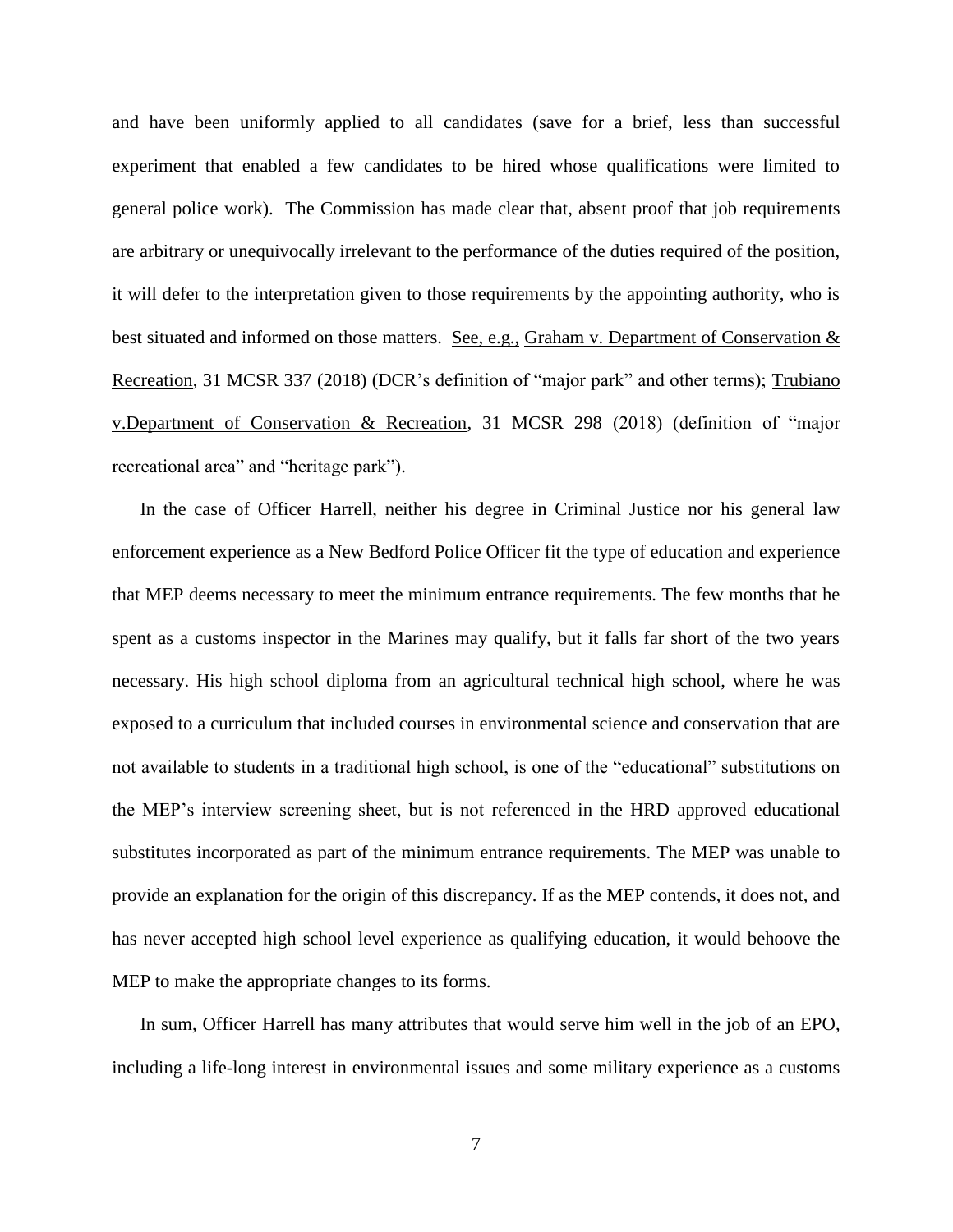and have been uniformly applied to all candidates (save for a brief, less than successful experiment that enabled a few candidates to be hired whose qualifications were limited to general police work). The Commission has made clear that, absent proof that job requirements are arbitrary or unequivocally irrelevant to the performance of the duties required of the position, it will defer to the interpretation given to those requirements by the appointing authority, who is best situated and informed on those matters. See, e.g., Graham v. Department of Conservation & Recreation, 31 MCSR 337 (2018) (DCR's definition of "major park" and other terms); Trubiano v.Department of Conservation & Recreation, 31 MCSR 298 (2018) (definition of "major recreational area" and "heritage park").

In the case of Officer Harrell, neither his degree in Criminal Justice nor his general law enforcement experience as a New Bedford Police Officer fit the type of education and experience that MEP deems necessary to meet the minimum entrance requirements. The few months that he spent as a customs inspector in the Marines may qualify, but it falls far short of the two years necessary. His high school diploma from an agricultural technical high school, where he was exposed to a curriculum that included courses in environmental science and conservation that are not available to students in a traditional high school, is one of the "educational" substitutions on the MEP's interview screening sheet, but is not referenced in the HRD approved educational substitutes incorporated as part of the minimum entrance requirements. The MEP was unable to provide an explanation for the origin of this discrepancy. If as the MEP contends, it does not, and has never accepted high school level experience as qualifying education, it would behoove the MEP to make the appropriate changes to its forms.

In sum, Officer Harrell has many attributes that would serve him well in the job of an EPO, including a life-long interest in environmental issues and some military experience as a customs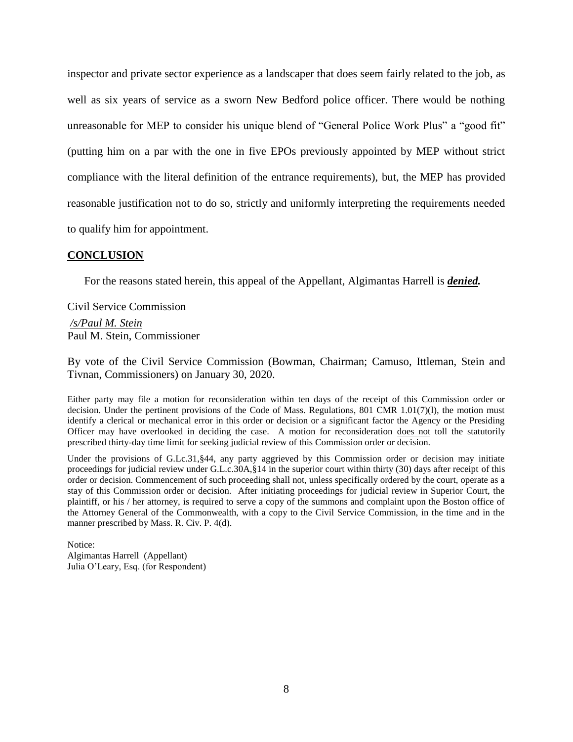inspector and private sector experience as a landscaper that does seem fairly related to the job, as well as six years of service as a sworn New Bedford police officer. There would be nothing unreasonable for MEP to consider his unique blend of "General Police Work Plus" a "good fit" (putting him on a par with the one in five EPOs previously appointed by MEP without strict compliance with the literal definition of the entrance requirements), but, the MEP has provided reasonable justification not to do so, strictly and uniformly interpreting the requirements needed to qualify him for appointment.

## CONCLUSION

For the reasons stated herein, this appeal of the Appellant, Algimantas Harrell is ***denied.***

Civil Service Commission

*/s/Paul M. Stein*
Paul M. Stein, Commissioner

By vote of the Civil Service Commission (Bowman, Chairman; Camuso, Ittleman, Stein and Tivnan, Commissioners) on January 30, 2020.

Either party may file a motion for reconsideration within ten days of the receipt of this Commission order or decision. Under the pertinent provisions of the Code of Mass. Regulations, 801 CMR 1.01(7)(l), the motion must identify a clerical or mechanical error in this order or decision or a significant factor the Agency or the Presiding Officer may have overlooked in deciding the case. A motion for reconsideration does not toll the statutorily prescribed thirty-day time limit for seeking judicial review of this Commission order or decision.

Under the provisions of G.L.c.31,§44, any party aggrieved by this Commission order or decision may initiate proceedings for judicial review under G.L.c.30A,§14 in the superior court within thirty (30) days after receipt of this order or decision. Commencement of such proceeding shall not, unless specifically ordered by the court, operate as a stay of this Commission order or decision. After initiating proceedings for judicial review in Superior Court, the plaintiff, or his / her attorney, is required to serve a copy of the summons and complaint upon the Boston office of the Attorney General of the Commonwealth, with a copy to the Civil Service Commission, in the time and in the manner prescribed by Mass. R. Civ. P. 4(d).

Notice:
Algimantas Harrell (Appellant)
Julia O'Leary, Esq. (for Respondent)